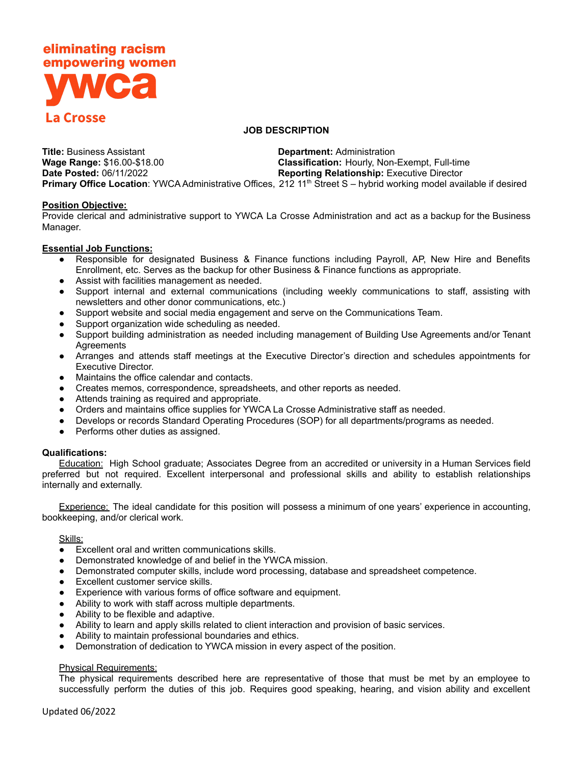eliminating racism
empowering women
ywca
La Crosse

## JOB DESCRIPTION

**Title:** Business Assistant
**Department:** Administration
**Wage Range:** $16.00-$18.00
**Classification:** Hourly, Non-Exempt, Full-time
**Date Posted:** 06/11/2022
**Reporting Relationship:** Executive Director
**Primary Office Location**: YWCA Administrative Offices, 212 11th Street S – hybrid working model available if desired

**Position Objective:**
Provide clerical and administrative support to YWCA La Crosse Administration and act as a backup for the Business Manager.

**Essential Job Functions:**

- Responsible for designated Business & Finance functions including Payroll, AP, New Hire and Benefits Enrollment, etc. Serves as the backup for other Business & Finance functions as appropriate.
- Assist with facilities management as needed.
- Support internal and external communications (including weekly communications to staff, assisting with newsletters and other donor communications, etc.)
- Support website and social media engagement and serve on the Communications Team.
- Support organization wide scheduling as needed.
- Support building administration as needed including management of Building Use Agreements and/or Tenant Agreements
- Arranges and attends staff meetings at the Executive Director's direction and schedules appointments for Executive Director.
- Maintains the office calendar and contacts.
- Creates memos, correspondence, spreadsheets, and other reports as needed.
- Attends training as required and appropriate.
- Orders and maintains office supplies for YWCA La Crosse Administrative staff as needed.
- Develops or records Standard Operating Procedures (SOP) for all departments/programs as needed.
- Performs other duties as assigned.

**Qualifications:**

Education: High School graduate; Associates Degree from an accredited or university in a Human Services field preferred but not required. Excellent interpersonal and professional skills and ability to establish relationships internally and externally.

Experience: The ideal candidate for this position will possess a minimum of one years' experience in accounting, bookkeeping, and/or clerical work.

Skills:

- Excellent oral and written communications skills.
- Demonstrated knowledge of and belief in the YWCA mission.
- Demonstrated computer skills, include word processing, database and spreadsheet competence.
- Excellent customer service skills.
- Experience with various forms of office software and equipment.
- Ability to work with staff across multiple departments.
- Ability to be flexible and adaptive.
- Ability to learn and apply skills related to client interaction and provision of basic services.
- Ability to maintain professional boundaries and ethics.
- Demonstration of dedication to YWCA mission in every aspect of the position.

Physical Requirements:
The physical requirements described here are representative of those that must be met by an employee to successfully perform the duties of this job. Requires good speaking, hearing, and vision ability and excellent

Updated 06/2022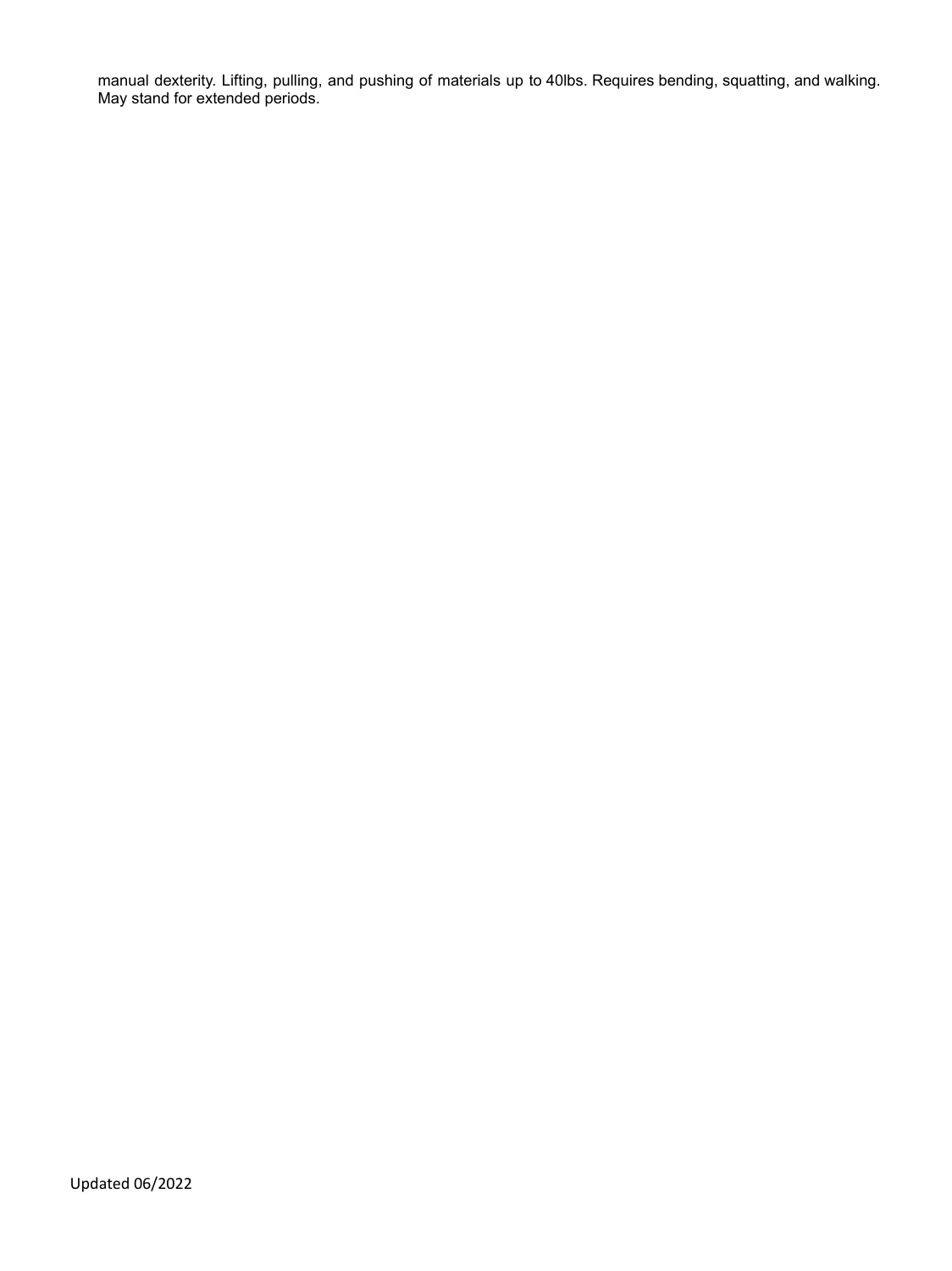manual dexterity. Lifting, pulling, and pushing of materials up to 40lbs. Requires bending, squatting, and walking. May stand for extended periods.

Updated 06/2022